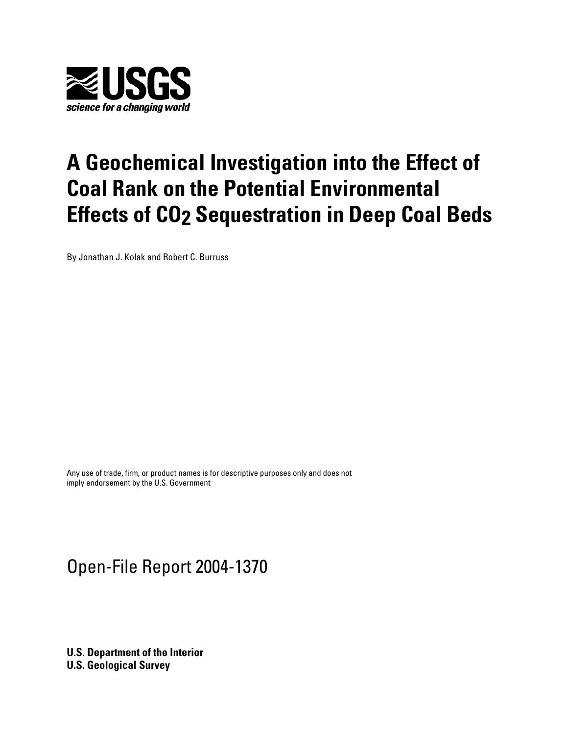USGS

*science for a changing world*

# A Geochemical Investigation into the Effect of Coal Rank on the Potential Environmental Effects of $CO_2$ Sequestration in Deep Coal Beds

By Jonathan J. Kolak and Robert C. Burruss

Any use of trade, firm, or product names is for descriptive purposes only and does not imply endorsement by the U.S. Government

Open-File Report 2004-1370

**U.S. Department of the Interior**
**U.S. Geological Survey**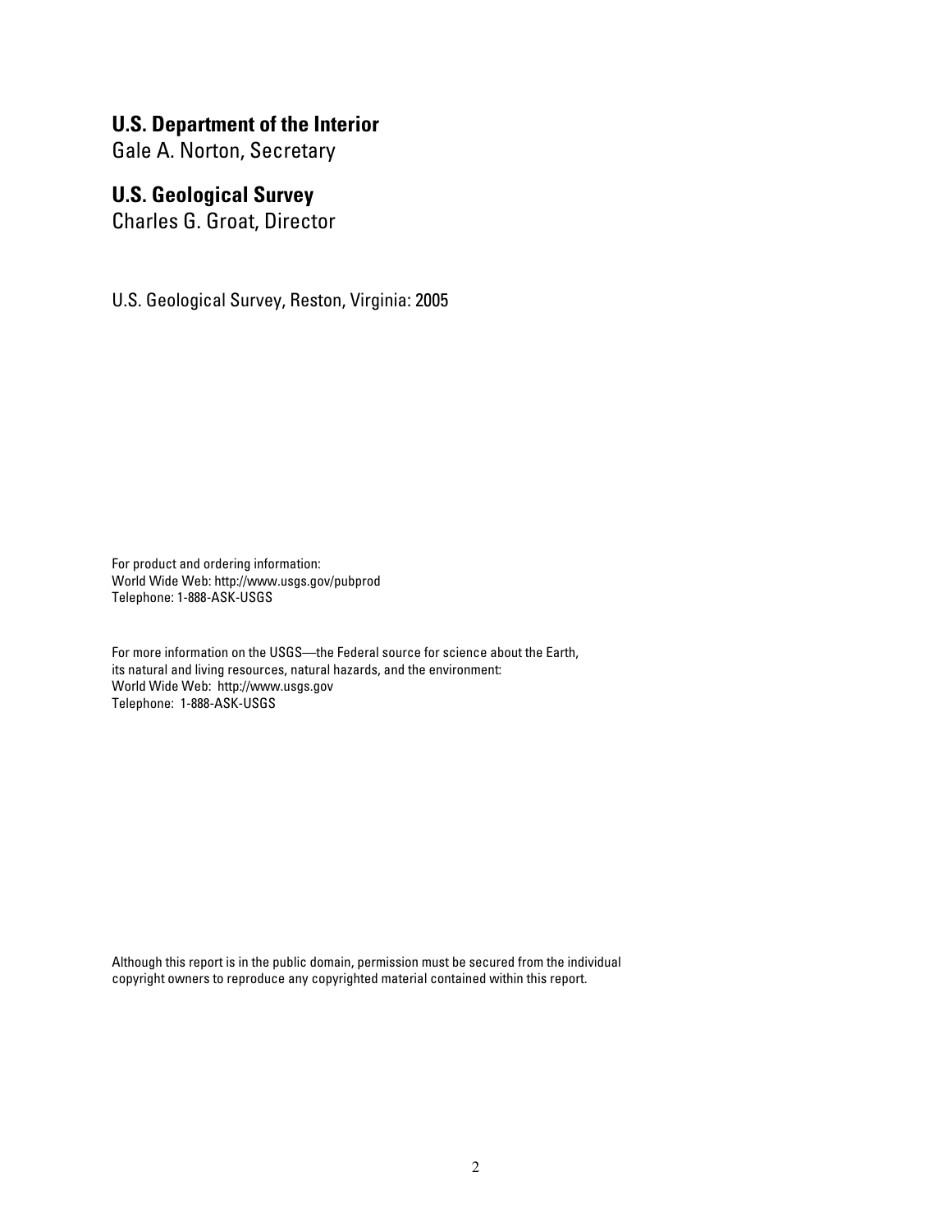**U.S. Department of the Interior**
Gale A. Norton, Secretary

**U.S. Geological Survey**
Charles G. Groat, Director

U.S. Geological Survey, Reston, Virginia: 2005

For product and ordering information:
World Wide Web: http://www.usgs.gov/pubprod
Telephone: 1-888-ASK-USGS

For more information on the USGS—the Federal source for science about the Earth, its natural and living resources, natural hazards, and the environment:
World Wide Web: http://www.usgs.gov
Telephone: 1-888-ASK-USGS

Although this report is in the public domain, permission must be secured from the individual copyright owners to reproduce any copyrighted material contained within this report.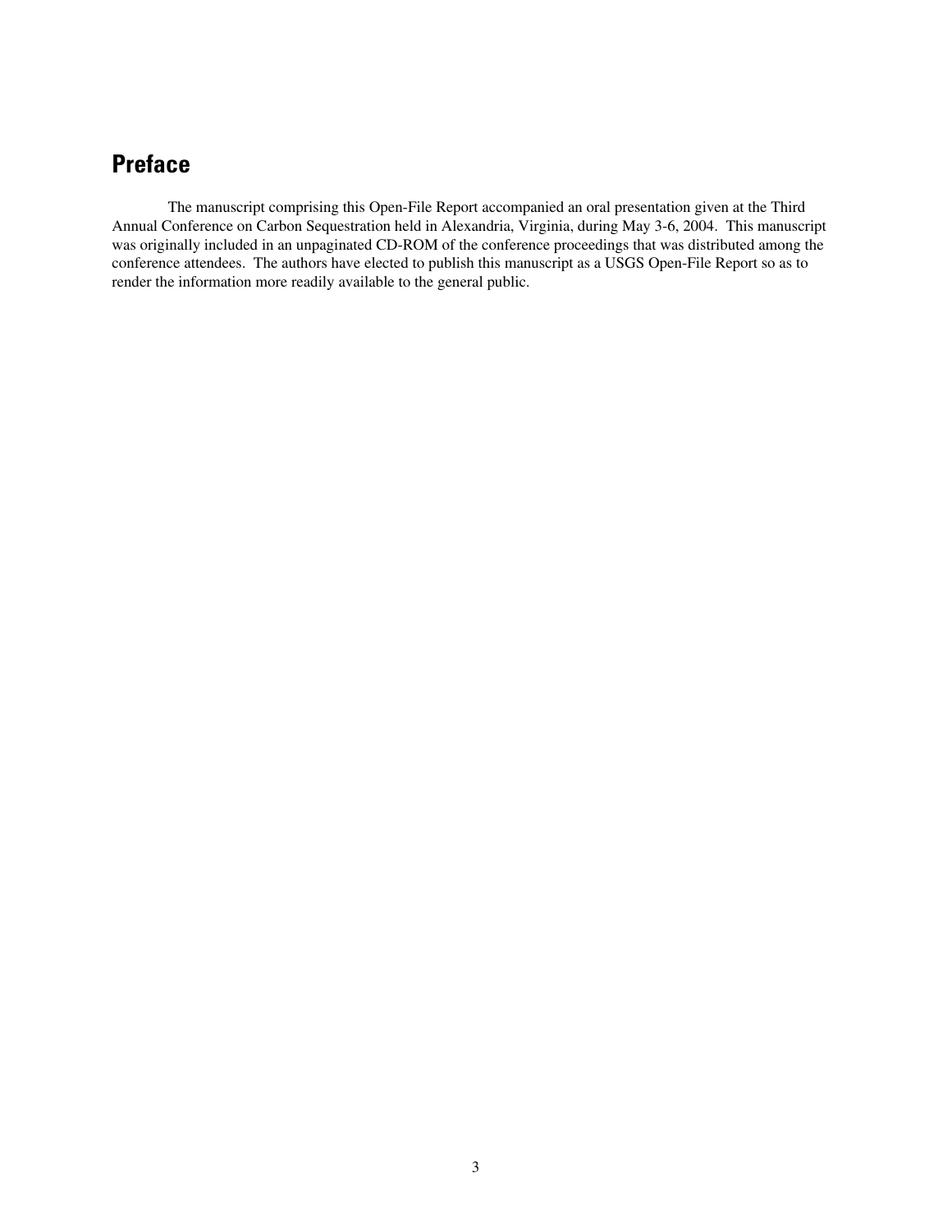# Preface

The manuscript comprising this Open-File Report accompanied an oral presentation given at the Third Annual Conference on Carbon Sequestration held in Alexandria, Virginia, during May 3-6, 2004. This manuscript was originally included in an unpaginated CD-ROM of the conference proceedings that was distributed among the conference attendees. The authors have elected to publish this manuscript as a USGS Open-File Report so as to render the information more readily available to the general public.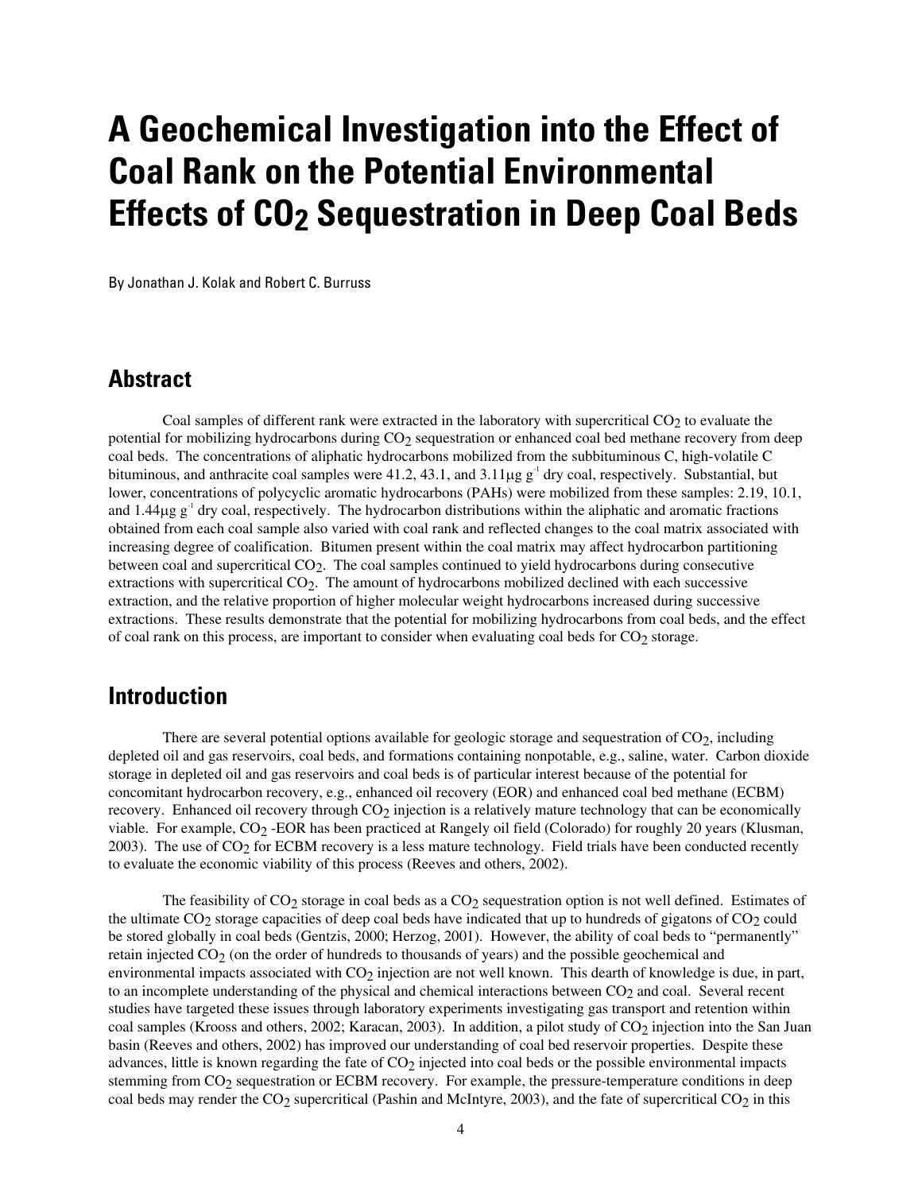# A Geochemical Investigation into the Effect of Coal Rank on the Potential Environmental Effects of $CO_2$ Sequestration in Deep Coal Beds

By Jonathan J. Kolak and Robert C. Burruss

## Abstract

Coal samples of different rank were extracted in the laboratory with supercritical $CO_2$ to evaluate the potential for mobilizing hydrocarbons during $CO_2$ sequestration or enhanced coal bed methane recovery from deep coal beds. The concentrations of aliphatic hydrocarbons mobilized from the subbituminous C, high-volatile C bituminous, and anthracite coal samples were 41.2, 43.1, and 3.11 $\mu g\ g^{-1}$ dry coal, respectively. Substantial, but lower, concentrations of polycyclic aromatic hydrocarbons (PAHs) were mobilized from these samples: 2.19, 10.1, and 1.44 $\mu g\ g^{-1}$ dry coal, respectively. The hydrocarbon distributions within the aliphatic and aromatic fractions obtained from each coal sample also varied with coal rank and reflected changes to the coal matrix associated with increasing degree of coalification. Bitumen present within the coal matrix may affect hydrocarbon partitioning between coal and supercritical $CO_2$. The coal samples continued to yield hydrocarbons during consecutive extractions with supercritical $CO_2$. The amount of hydrocarbons mobilized declined with each successive extraction, and the relative proportion of higher molecular weight hydrocarbons increased during successive extractions. These results demonstrate that the potential for mobilizing hydrocarbons from coal beds, and the effect of coal rank on this process, are important to consider when evaluating coal beds for $CO_2$ storage.

## Introduction

There are several potential options available for geologic storage and sequestration of $CO_2$, including depleted oil and gas reservoirs, coal beds, and formations containing nonpotable, e.g., saline, water. Carbon dioxide storage in depleted oil and gas reservoirs and coal beds is of particular interest because of the potential for concomitant hydrocarbon recovery, e.g., enhanced oil recovery (EOR) and enhanced coal bed methane (ECBM) recovery. Enhanced oil recovery through $CO_2$ injection is a relatively mature technology that can be economically viable. For example, $CO_2$ -EOR has been practiced at Rangely oil field (Colorado) for roughly 20 years (Klusman, 2003). The use of $CO_2$ for ECBM recovery is a less mature technology. Field trials have been conducted recently to evaluate the economic viability of this process (Reeves and others, 2002).

The feasibility of $CO_2$ storage in coal beds as a $CO_2$ sequestration option is not well defined. Estimates of the ultimate $CO_2$ storage capacities of deep coal beds have indicated that up to hundreds of gigatons of $CO_2$ could be stored globally in coal beds (Gentzis, 2000; Herzog, 2001). However, the ability of coal beds to "permanently" retain injected $CO_2$ (on the order of hundreds to thousands of years) and the possible geochemical and environmental impacts associated with $CO_2$ injection are not well known. This dearth of knowledge is due, in part, to an incomplete understanding of the physical and chemical interactions between $CO_2$ and coal. Several recent studies have targeted these issues through laboratory experiments investigating gas transport and retention within coal samples (Krooss and others, 2002; Karacan, 2003). In addition, a pilot study of $CO_2$ injection into the San Juan basin (Reeves and others, 2002) has improved our understanding of coal bed reservoir properties. Despite these advances, little is known regarding the fate of $CO_2$ injected into coal beds or the possible environmental impacts stemming from $CO_2$ sequestration or ECBM recovery. For example, the pressure-temperature conditions in deep coal beds may render the $CO_2$ supercritical (Pashin and McIntyre, 2003), and the fate of supercritical $CO_2$ in this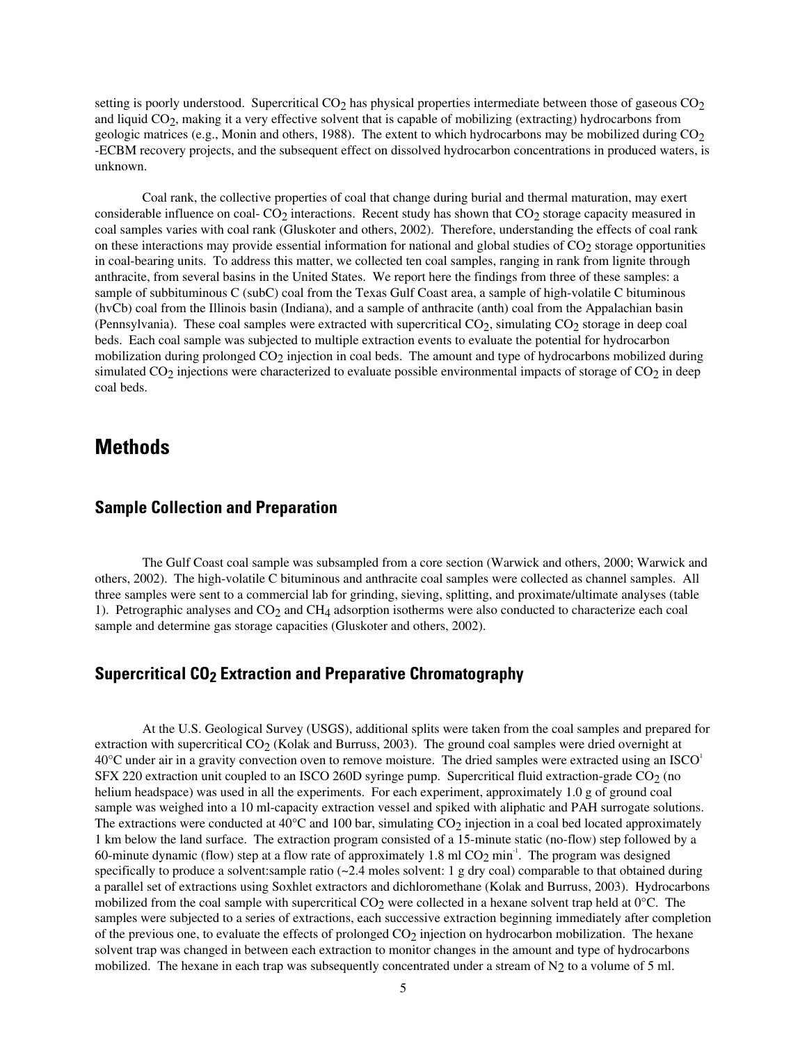setting is poorly understood. Supercritical $CO_2$ has physical properties intermediate between those of gaseous $CO_2$ and liquid $CO_2$, making it a very effective solvent that is capable of mobilizing (extracting) hydrocarbons from geologic matrices (e.g., Monin and others, 1988). The extent to which hydrocarbons may be mobilized during $CO_2$ -ECBM recovery projects, and the subsequent effect on dissolved hydrocarbon concentrations in produced waters, is unknown.

Coal rank, the collective properties of coal that change during burial and thermal maturation, may exert considerable influence on coal- $CO_2$ interactions. Recent study has shown that $CO_2$ storage capacity measured in coal samples varies with coal rank (Gluskoter and others, 2002). Therefore, understanding the effects of coal rank on these interactions may provide essential information for national and global studies of $CO_2$ storage opportunities in coal-bearing units. To address this matter, we collected ten coal samples, ranging in rank from lignite through anthracite, from several basins in the United States. We report here the findings from three of these samples: a sample of subbituminous C (subC) coal from the Texas Gulf Coast area, a sample of high-volatile C bituminous (hvCb) coal from the Illinois basin (Indiana), and a sample of anthracite (anth) coal from the Appalachian basin (Pennsylvania). These coal samples were extracted with supercritical $CO_2$, simulating $CO_2$ storage in deep coal beds. Each coal sample was subjected to multiple extraction events to evaluate the potential for hydrocarbon mobilization during prolonged $CO_2$ injection in coal beds. The amount and type of hydrocarbons mobilized during simulated $CO_2$ injections were characterized to evaluate possible environmental impacts of storage of $CO_2$ in deep coal beds.

# Methods

## Sample Collection and Preparation

The Gulf Coast coal sample was subsampled from a core section (Warwick and others, 2000; Warwick and others, 2002). The high-volatile C bituminous and anthracite coal samples were collected as channel samples. All three samples were sent to a commercial lab for grinding, sieving, splitting, and proximate/ultimate analyses (table 1). Petrographic analyses and $CO_2$ and $CH_4$ adsorption isotherms were also conducted to characterize each coal sample and determine gas storage capacities (Gluskoter and others, 2002).

## Supercritical $CO_2$ Extraction and Preparative Chromatography

At the U.S. Geological Survey (USGS), additional splits were taken from the coal samples and prepared for extraction with supercritical $CO_2$ (Kolak and Burruss, 2003). The ground coal samples were dried overnight at 40°C under air in a gravity convection oven to remove moisture. The dried samples were extracted using an ISCO[1] SFX 220 extraction unit coupled to an ISCO 260D syringe pump. Supercritical fluid extraction-grade $CO_2$ (no helium headspace) was used in all the experiments. For each experiment, approximately 1.0 g of ground coal sample was weighed into a 10 ml-capacity extraction vessel and spiked with aliphatic and PAH surrogate solutions. The extractions were conducted at 40°C and 100 bar, simulating $CO_2$ injection in a coal bed located approximately 1 km below the land surface. The extraction program consisted of a 15-minute static (no-flow) step followed by a 60-minute dynamic (flow) step at a flow rate of approximately 1.8 ml $CO_2$ $min^{-1}$. The program was designed specifically to produce a solvent:sample ratio (~2.4 moles solvent: 1 g dry coal) comparable to that obtained during a parallel set of extractions using Soxhlet extractors and dichloromethane (Kolak and Burruss, 2003). Hydrocarbons mobilized from the coal sample with supercritical $CO_2$ were collected in a hexane solvent trap held at 0°C. The samples were subjected to a series of extractions, each successive extraction beginning immediately after completion of the previous one, to evaluate the effects of prolonged $CO_2$ injection on hydrocarbon mobilization. The hexane solvent trap was changed in between each extraction to monitor changes in the amount and type of hydrocarbons mobilized. The hexane in each trap was subsequently concentrated under a stream of $N_2$ to a volume of 5 ml.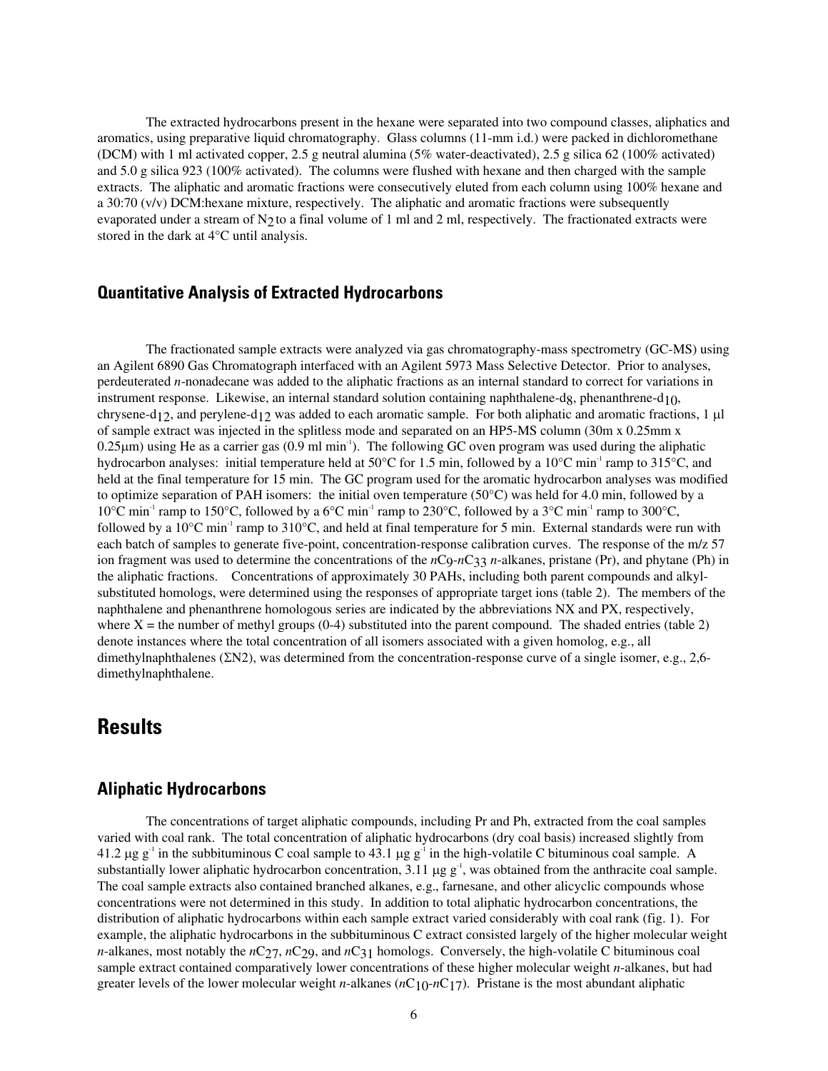The extracted hydrocarbons present in the hexane were separated into two compound classes, aliphatics and aromatics, using preparative liquid chromatography. Glass columns (11-mm i.d.) were packed in dichloromethane (DCM) with 1 ml activated copper, 2.5 g neutral alumina (5% water-deactivated), 2.5 g silica 62 (100% activated) and 5.0 g silica 923 (100% activated). The columns were flushed with hexane and then charged with the sample extracts. The aliphatic and aromatic fractions were consecutively eluted from each column using 100% hexane and a 30:70 (v/v) DCM:hexane mixture, respectively. The aliphatic and aromatic fractions were subsequently evaporated under a stream of $N_2$ to a final volume of 1 ml and 2 ml, respectively. The fractionated extracts were stored in the dark at 4°C until analysis.

## Quantitative Analysis of Extracted Hydrocarbons

The fractionated sample extracts were analyzed via gas chromatography-mass spectrometry (GC-MS) using an Agilent 6890 Gas Chromatograph interfaced with an Agilent 5973 Mass Selective Detector. Prior to analyses, perdeuterated *n*-nonadecane was added to the aliphatic fractions as an internal standard to correct for variations in instrument response. Likewise, an internal standard solution containing naphthalene-$d_8$, phenanthrene-$d_{10}$, chrysene-$d_{12}$, and perylene-$d_{12}$ was added to each aromatic sample. For both aliphatic and aromatic fractions, 1 μl of sample extract was injected in the splitless mode and separated on an HP5-MS column (30m x 0.25mm x 0.25μm) using He as a carrier gas (0.9 ml $min^{-1}$). The following GC oven program was used during the aliphatic hydrocarbon analyses: initial temperature held at 50°C for 1.5 min, followed by a 10°C $min^{-1}$ ramp to 315°C, and held at the final temperature for 15 min. The GC program used for the aromatic hydrocarbon analyses was modified to optimize separation of PAH isomers: the initial oven temperature (50°C) was held for 4.0 min, followed by a 10°C $min^{-1}$ ramp to 150°C, followed by a 6°C $min^{-1}$ ramp to 230°C, followed by a 3°C $min^{-1}$ ramp to 300°C, followed by a 10°C $min^{-1}$ ramp to 310°C, and held at final temperature for 5 min. External standards were run with each batch of samples to generate five-point, concentration-response calibration curves. The response of the m/z 57 ion fragment was used to determine the concentrations of the *n*$C_9$-*n*$C_{33}$ *n*-alkanes, pristane (Pr), and phytane (Ph) in the aliphatic fractions. Concentrations of approximately 30 PAHs, including both parent compounds and alkyl-substituted homologs, were determined using the responses of appropriate target ions (table 2). The members of the naphthalene and phenanthrene homologous series are indicated by the abbreviations NX and PX, respectively, where X = the number of methyl groups (0-4) substituted into the parent compound. The shaded entries (table 2) denote instances where the total concentration of all isomers associated with a given homolog, e.g., all dimethylnaphthalenes (ΣN2), was determined from the concentration-response curve of a single isomer, e.g., 2,6-dimethylnaphthalene.

# Results

## Aliphatic Hydrocarbons

The concentrations of target aliphatic compounds, including Pr and Ph, extracted from the coal samples varied with coal rank. The total concentration of aliphatic hydrocarbons (dry coal basis) increased slightly from 41.2 μg $g^{-1}$ in the subbituminous C coal sample to 43.1 μg $g^{-1}$ in the high-volatile C bituminous coal sample. A substantially lower aliphatic hydrocarbon concentration, 3.11 μg $g^{-1}$, was obtained from the anthracite coal sample. The coal sample extracts also contained branched alkanes, e.g., farnesane, and other alicyclic compounds whose concentrations were not determined in this study. In addition to total aliphatic hydrocarbon concentrations, the distribution of aliphatic hydrocarbons within each sample extract varied considerably with coal rank (fig. 1). For example, the aliphatic hydrocarbons in the subbituminous C extract consisted largely of the higher molecular weight *n*-alkanes, most notably the *n*$C_{27}$, *n*$C_{29}$, and *n*$C_{31}$ homologs. Conversely, the high-volatile C bituminous coal sample extract contained comparatively lower concentrations of these higher molecular weight *n*-alkanes, but had greater levels of the lower molecular weight *n*-alkanes (*n*$C_{10}$-*n*$C_{17}$). Pristane is the most abundant aliphatic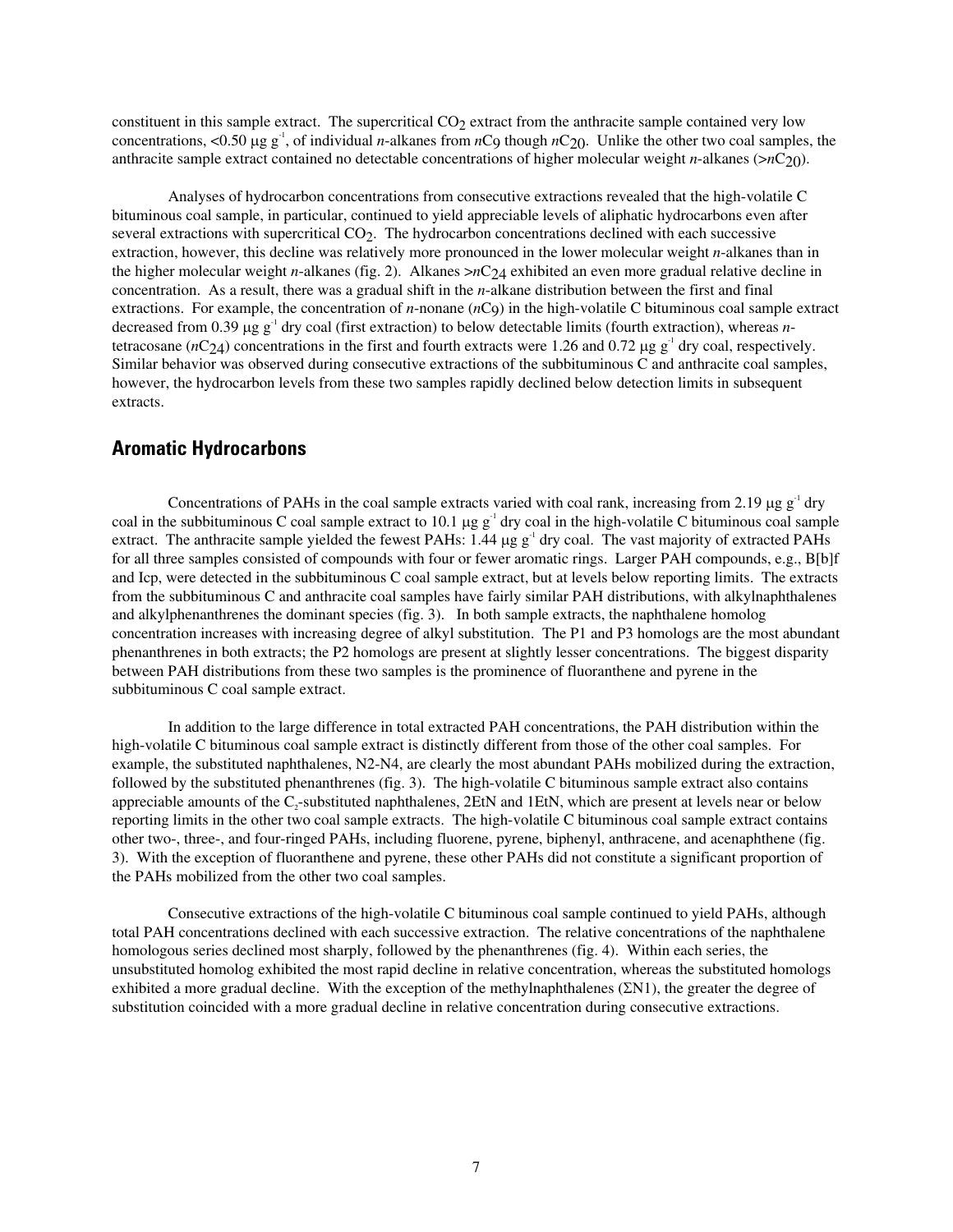constituent in this sample extract. The supercritical $CO_2$ extract from the anthracite sample contained very low concentrations, <0.50 μg $g^{-1}$, of individual *n*-alkanes from *n*$C_9$ though *n*$C_{20}$. Unlike the other two coal samples, the anthracite sample extract contained no detectable concentrations of higher molecular weight *n*-alkanes (>*n*$C_{20}$).

Analyses of hydrocarbon concentrations from consecutive extractions revealed that the high-volatile C bituminous coal sample, in particular, continued to yield appreciable levels of aliphatic hydrocarbons even after several extractions with supercritical $CO_2$. The hydrocarbon concentrations declined with each successive extraction, however, this decline was relatively more pronounced in the lower molecular weight *n*-alkanes than in the higher molecular weight *n*-alkanes (fig. 2). Alkanes >*n*$C_{24}$ exhibited an even more gradual relative decline in concentration. As a result, there was a gradual shift in the *n*-alkane distribution between the first and final extractions. For example, the concentration of *n*-nonane (*n*$C_9$) in the high-volatile C bituminous coal sample extract decreased from 0.39 μg $g^{-1}$ dry coal (first extraction) to below detectable limits (fourth extraction), whereas *n*-tetracosane (*n*$C_{24}$) concentrations in the first and fourth extracts were 1.26 and 0.72 μg $g^{-1}$ dry coal, respectively. Similar behavior was observed during consecutive extractions of the subbituminous C and anthracite coal samples, however, the hydrocarbon levels from these two samples rapidly declined below detection limits in subsequent extracts.

## Aromatic Hydrocarbons

Concentrations of PAHs in the coal sample extracts varied with coal rank, increasing from 2.19 μg $g^{-1}$ dry coal in the subbituminous C coal sample extract to 10.1 μg $g^{-1}$ dry coal in the high-volatile C bituminous coal sample extract. The anthracite sample yielded the fewest PAHs: 1.44 μg $g^{-1}$ dry coal. The vast majority of extracted PAHs for all three samples consisted of compounds with four or fewer aromatic rings. Larger PAH compounds, e.g., B[b]f and Icp, were detected in the subbituminous C coal sample extract, but at levels below reporting limits. The extracts from the subbituminous C and anthracite coal samples have fairly similar PAH distributions, with alkylnaphthalenes and alkylphenanthrenes the dominant species (fig. 3). In both sample extracts, the naphthalene homolog concentration increases with increasing degree of alkyl substitution. The P1 and P3 homologs are the most abundant phenanthrenes in both extracts; the P2 homologs are present at slightly lesser concentrations. The biggest disparity between PAH distributions from these two samples is the prominence of fluoranthene and pyrene in the subbituminous C coal sample extract.

In addition to the large difference in total extracted PAH concentrations, the PAH distribution within the high-volatile C bituminous coal sample extract is distinctly different from those of the other coal samples. For example, the substituted naphthalenes, N2-N4, are clearly the most abundant PAHs mobilized during the extraction, followed by the substituted phenanthrenes (fig. 3). The high-volatile C bituminous sample extract also contains appreciable amounts of the $C_2$-substituted naphthalenes, 2EtN and 1EtN, which are present at levels near or below reporting limits in the other two coal sample extracts. The high-volatile C bituminous coal sample extract contains other two-, three-, and four-ringed PAHs, including fluorene, pyrene, biphenyl, anthracene, and acenaphthene (fig. 3). With the exception of fluoranthene and pyrene, these other PAHs did not constitute a significant proportion of the PAHs mobilized from the other two coal samples.

Consecutive extractions of the high-volatile C bituminous coal sample continued to yield PAHs, although total PAH concentrations declined with each successive extraction. The relative concentrations of the naphthalene homologous series declined most sharply, followed by the phenanthrenes (fig. 4). Within each series, the unsubstituted homolog exhibited the most rapid decline in relative concentration, whereas the substituted homologs exhibited a more gradual decline. With the exception of the methylnaphthalenes (ΣN1), the greater the degree of substitution coincided with a more gradual decline in relative concentration during consecutive extractions.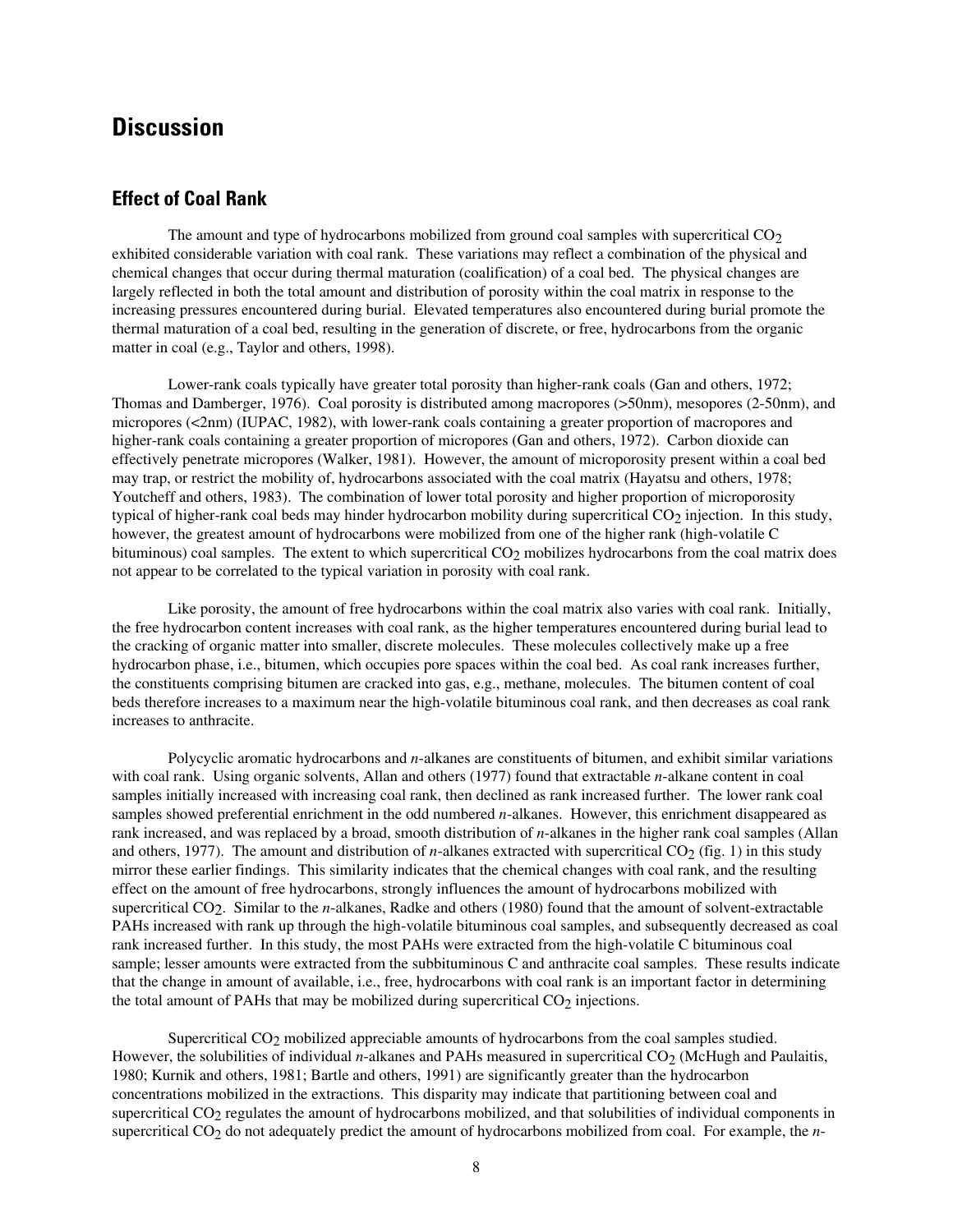# Discussion

## Effect of Coal Rank

The amount and type of hydrocarbons mobilized from ground coal samples with supercritical $CO_2$ exhibited considerable variation with coal rank. These variations may reflect a combination of the physical and chemical changes that occur during thermal maturation (coalification) of a coal bed. The physical changes are largely reflected in both the total amount and distribution of porosity within the coal matrix in response to the increasing pressures encountered during burial. Elevated temperatures also encountered during burial promote the thermal maturation of a coal bed, resulting in the generation of discrete, or free, hydrocarbons from the organic matter in coal (e.g., Taylor and others, 1998).

Lower-rank coals typically have greater total porosity than higher-rank coals (Gan and others, 1972; Thomas and Damberger, 1976). Coal porosity is distributed among macropores (>50nm), mesopores (2-50nm), and micropores (<2nm) (IUPAC, 1982), with lower-rank coals containing a greater proportion of macropores and higher-rank coals containing a greater proportion of micropores (Gan and others, 1972). Carbon dioxide can effectively penetrate micropores (Walker, 1981). However, the amount of microporosity present within a coal bed may trap, or restrict the mobility of, hydrocarbons associated with the coal matrix (Hayatsu and others, 1978; Youtcheff and others, 1983). The combination of lower total porosity and higher proportion of microporosity typical of higher-rank coal beds may hinder hydrocarbon mobility during supercritical $CO_2$ injection. In this study, however, the greatest amount of hydrocarbons were mobilized from one of the higher rank (high-volatile C bituminous) coal samples. The extent to which supercritical $CO_2$ mobilizes hydrocarbons from the coal matrix does not appear to be correlated to the typical variation in porosity with coal rank.

Like porosity, the amount of free hydrocarbons within the coal matrix also varies with coal rank. Initially, the free hydrocarbon content increases with coal rank, as the higher temperatures encountered during burial lead to the cracking of organic matter into smaller, discrete molecules. These molecules collectively make up a free hydrocarbon phase, i.e., bitumen, which occupies pore spaces within the coal bed. As coal rank increases further, the constituents comprising bitumen are cracked into gas, e.g., methane, molecules. The bitumen content of coal beds therefore increases to a maximum near the high-volatile bituminous coal rank, and then decreases as coal rank increases to anthracite.

Polycyclic aromatic hydrocarbons and *n*-alkanes are constituents of bitumen, and exhibit similar variations with coal rank. Using organic solvents, Allan and others (1977) found that extractable *n*-alkane content in coal samples initially increased with increasing coal rank, then declined as rank increased further. The lower rank coal samples showed preferential enrichment in the odd numbered *n*-alkanes. However, this enrichment disappeared as rank increased, and was replaced by a broad, smooth distribution of *n*-alkanes in the higher rank coal samples (Allan and others, 1977). The amount and distribution of *n*-alkanes extracted with supercritical $CO_2$ (fig. 1) in this study mirror these earlier findings. This similarity indicates that the chemical changes with coal rank, and the resulting effect on the amount of free hydrocarbons, strongly influences the amount of hydrocarbons mobilized with supercritical $CO_2$. Similar to the *n*-alkanes, Radke and others (1980) found that the amount of solvent-extractable PAHs increased with rank up through the high-volatile bituminous coal samples, and subsequently decreased as coal rank increased further. In this study, the most PAHs were extracted from the high-volatile C bituminous coal sample; lesser amounts were extracted from the subbituminous C and anthracite coal samples. These results indicate that the change in amount of available, i.e., free, hydrocarbons with coal rank is an important factor in determining the total amount of PAHs that may be mobilized during supercritical $CO_2$ injections.

Supercritical $CO_2$ mobilized appreciable amounts of hydrocarbons from the coal samples studied. However, the solubilities of individual *n*-alkanes and PAHs measured in supercritical $CO_2$ (McHugh and Paulaitis, 1980; Kurnik and others, 1981; Bartle and others, 1991) are significantly greater than the hydrocarbon concentrations mobilized in the extractions. This disparity may indicate that partitioning between coal and supercritical $CO_2$ regulates the amount of hydrocarbons mobilized, and that solubilities of individual components in supercritical $CO_2$ do not adequately predict the amount of hydrocarbons mobilized from coal. For example, the *n*-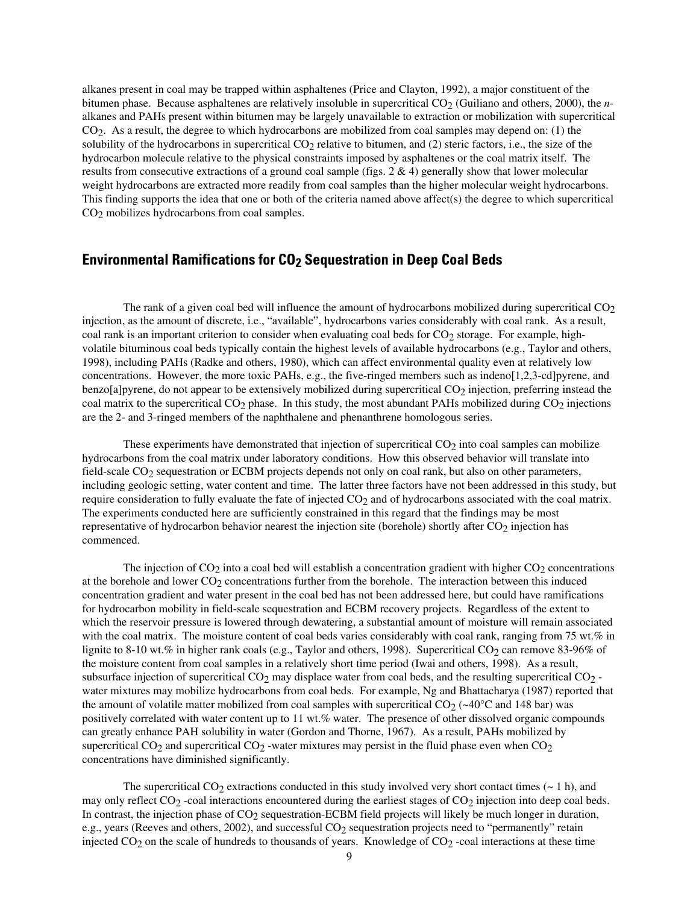alkanes present in coal may be trapped within asphaltenes (Price and Clayton, 1992), a major constituent of the bitumen phase. Because asphaltenes are relatively insoluble in supercritical $CO_2$ (Guiliano and others, 2000), the *n*-alkanes and PAHs present within bitumen may be largely unavailable to extraction or mobilization with supercritical $CO_2$. As a result, the degree to which hydrocarbons are mobilized from coal samples may depend on: (1) the solubility of the hydrocarbons in supercritical $CO_2$ relative to bitumen, and (2) steric factors, i.e., the size of the hydrocarbon molecule relative to the physical constraints imposed by asphaltenes or the coal matrix itself. The results from consecutive extractions of a ground coal sample (figs. 2 & 4) generally show that lower molecular weight hydrocarbons are extracted more readily from coal samples than the higher molecular weight hydrocarbons. This finding supports the idea that one or both of the criteria named above affect(s) the degree to which supercritical $CO_2$ mobilizes hydrocarbons from coal samples.

## Environmental Ramifications for $CO_2$ Sequestration in Deep Coal Beds

The rank of a given coal bed will influence the amount of hydrocarbons mobilized during supercritical $CO_2$ injection, as the amount of discrete, i.e., "available", hydrocarbons varies considerably with coal rank. As a result, coal rank is an important criterion to consider when evaluating coal beds for $CO_2$ storage. For example, high-volatile bituminous coal beds typically contain the highest levels of available hydrocarbons (e.g., Taylor and others, 1998), including PAHs (Radke and others, 1980), which can affect environmental quality even at relatively low concentrations. However, the more toxic PAHs, e.g., the five-ringed members such as indeno[1,2,3-cd]pyrene, and benzo[a]pyrene, do not appear to be extensively mobilized during supercritical $CO_2$ injection, preferring instead the coal matrix to the supercritical $CO_2$ phase. In this study, the most abundant PAHs mobilized during $CO_2$ injections are the 2- and 3-ringed members of the naphthalene and phenanthrene homologous series.

These experiments have demonstrated that injection of supercritical $CO_2$ into coal samples can mobilize hydrocarbons from the coal matrix under laboratory conditions. How this observed behavior will translate into field-scale $CO_2$ sequestration or ECBM projects depends not only on coal rank, but also on other parameters, including geologic setting, water content and time. The latter three factors have not been addressed in this study, but require consideration to fully evaluate the fate of injected $CO_2$ and of hydrocarbons associated with the coal matrix. The experiments conducted here are sufficiently constrained in this regard that the findings may be most representative of hydrocarbon behavior nearest the injection site (borehole) shortly after $CO_2$ injection has commenced.

The injection of $CO_2$ into a coal bed will establish a concentration gradient with higher $CO_2$ concentrations at the borehole and lower $CO_2$ concentrations further from the borehole. The interaction between this induced concentration gradient and water present in the coal bed has not been addressed here, but could have ramifications for hydrocarbon mobility in field-scale sequestration and ECBM recovery projects. Regardless of the extent to which the reservoir pressure is lowered through dewatering, a substantial amount of moisture will remain associated with the coal matrix. The moisture content of coal beds varies considerably with coal rank, ranging from 75 wt.% in lignite to 8-10 wt.% in higher rank coals (e.g., Taylor and others, 1998). Supercritical $CO_2$ can remove 83-96% of the moisture content from coal samples in a relatively short time period (Iwai and others, 1998). As a result, subsurface injection of supercritical $CO_2$ may displace water from coal beds, and the resulting supercritical $CO_2$ -water mixtures may mobilize hydrocarbons from coal beds. For example, Ng and Bhattacharya (1987) reported that the amount of volatile matter mobilized from coal samples with supercritical $CO_2$ (~40°C and 148 bar) was positively correlated with water content up to 11 wt.% water. The presence of other dissolved organic compounds can greatly enhance PAH solubility in water (Gordon and Thorne, 1967). As a result, PAHs mobilized by supercritical $CO_2$ and supercritical $CO_2$ -water mixtures may persist in the fluid phase even when $CO_2$ concentrations have diminished significantly.

The supercritical $CO_2$ extractions conducted in this study involved very short contact times (~ 1 h), and may only reflect $CO_2$ -coal interactions encountered during the earliest stages of $CO_2$ injection into deep coal beds. In contrast, the injection phase of $CO_2$ sequestration-ECBM field projects will likely be much longer in duration, e.g., years (Reeves and others, 2002), and successful $CO_2$ sequestration projects need to "permanently" retain injected $CO_2$ on the scale of hundreds to thousands of years. Knowledge of $CO_2$ -coal interactions at these time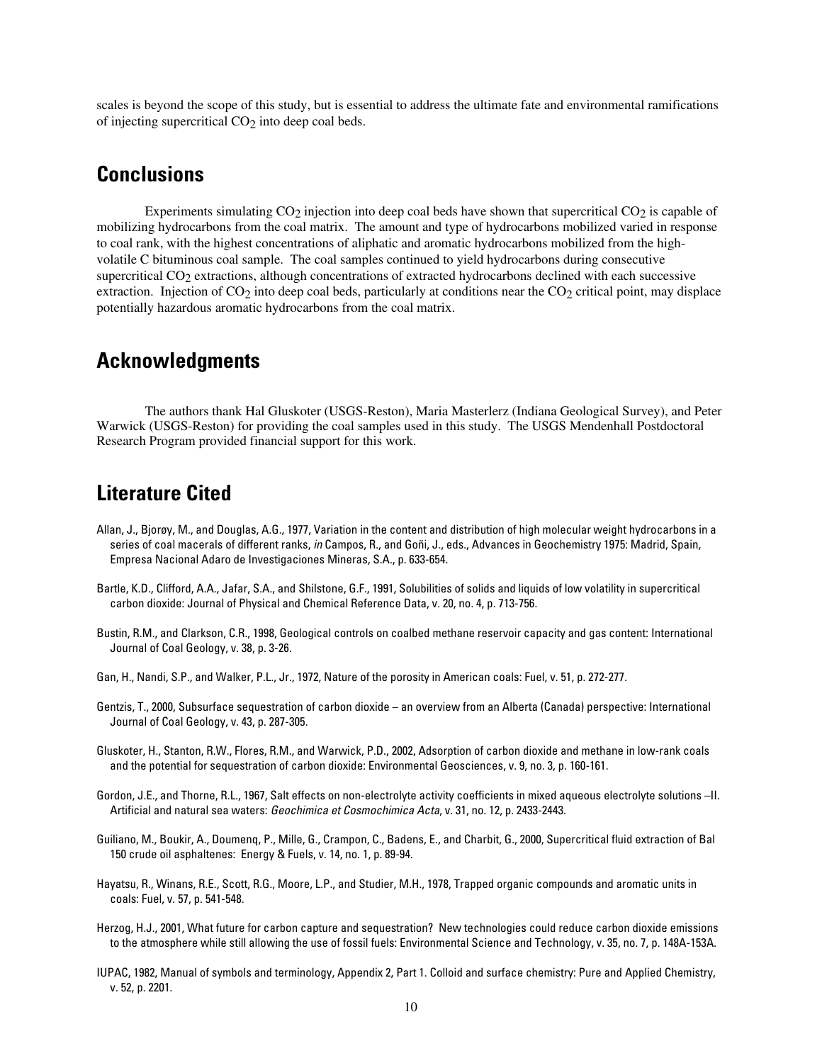scales is beyond the scope of this study, but is essential to address the ultimate fate and environmental ramifications of injecting supercritical $CO_2$ into deep coal beds.

## Conclusions

Experiments simulating $CO_2$ injection into deep coal beds have shown that supercritical $CO_2$ is capable of mobilizing hydrocarbons from the coal matrix. The amount and type of hydrocarbons mobilized varied in response to coal rank, with the highest concentrations of aliphatic and aromatic hydrocarbons mobilized from the high-volatile C bituminous coal sample. The coal samples continued to yield hydrocarbons during consecutive supercritical $CO_2$ extractions, although concentrations of extracted hydrocarbons declined with each successive extraction. Injection of $CO_2$ into deep coal beds, particularly at conditions near the $CO_2$ critical point, may displace potentially hazardous aromatic hydrocarbons from the coal matrix.

## Acknowledgments

The authors thank Hal Gluskoter (USGS-Reston), Maria Masterlerz (Indiana Geological Survey), and Peter Warwick (USGS-Reston) for providing the coal samples used in this study. The USGS Mendenhall Postdoctoral Research Program provided financial support for this work.

## Literature Cited

Allan, J., Bjorøy, M., and Douglas, A.G., 1977, Variation in the content and distribution of high molecular weight hydrocarbons in a series of coal macerals of different ranks, *in* Campos, R., and Goñi, J., eds., Advances in Geochemistry 1975: Madrid, Spain, Empresa Nacional Adaro de Investigaciones Mineras, S.A., p. 633-654.

Bartle, K.D., Clifford, A.A., Jafar, S.A., and Shilstone, G.F., 1991, Solubilities of solids and liquids of low volatility in supercritical carbon dioxide: Journal of Physical and Chemical Reference Data, v. 20, no. 4, p. 713-756.

Bustin, R.M., and Clarkson, C.R., 1998, Geological controls on coalbed methane reservoir capacity and gas content: International Journal of Coal Geology, v. 38, p. 3-26.

Gan, H., Nandi, S.P., and Walker, P.L., Jr., 1972, Nature of the porosity in American coals: Fuel, v. 51, p. 272-277.

Gentzis, T., 2000, Subsurface sequestration of carbon dioxide – an overview from an Alberta (Canada) perspective: International Journal of Coal Geology, v. 43, p. 287-305.

Gluskoter, H., Stanton, R.W., Flores, R.M., and Warwick, P.D., 2002, Adsorption of carbon dioxide and methane in low-rank coals and the potential for sequestration of carbon dioxide: Environmental Geosciences, v. 9, no. 3, p. 160-161.

Gordon, J.E., and Thorne, R.L., 1967, Salt effects on non-electrolyte activity coefficients in mixed aqueous electrolyte solutions –II. Artificial and natural sea waters: *Geochimica et Cosmochimica Acta*, v. 31, no. 12, p. 2433-2443.

Guiliano, M., Boukir, A., Doumenq, P., Mille, G., Crampon, C., Badens, E., and Charbit, G., 2000, Supercritical fluid extraction of Bal 150 crude oil asphaltenes: Energy & Fuels, v. 14, no. 1, p. 89-94.

Hayatsu, R., Winans, R.E., Scott, R.G., Moore, L.P., and Studier, M.H., 1978, Trapped organic compounds and aromatic units in coals: Fuel, v. 57, p. 541-548.

Herzog, H.J., 2001, What future for carbon capture and sequestration? New technologies could reduce carbon dioxide emissions to the atmosphere while still allowing the use of fossil fuels: Environmental Science and Technology, v. 35, no. 7, p. 148A-153A.

IUPAC, 1982, Manual of symbols and terminology, Appendix 2, Part 1. Colloid and surface chemistry: Pure and Applied Chemistry, v. 52, p. 2201.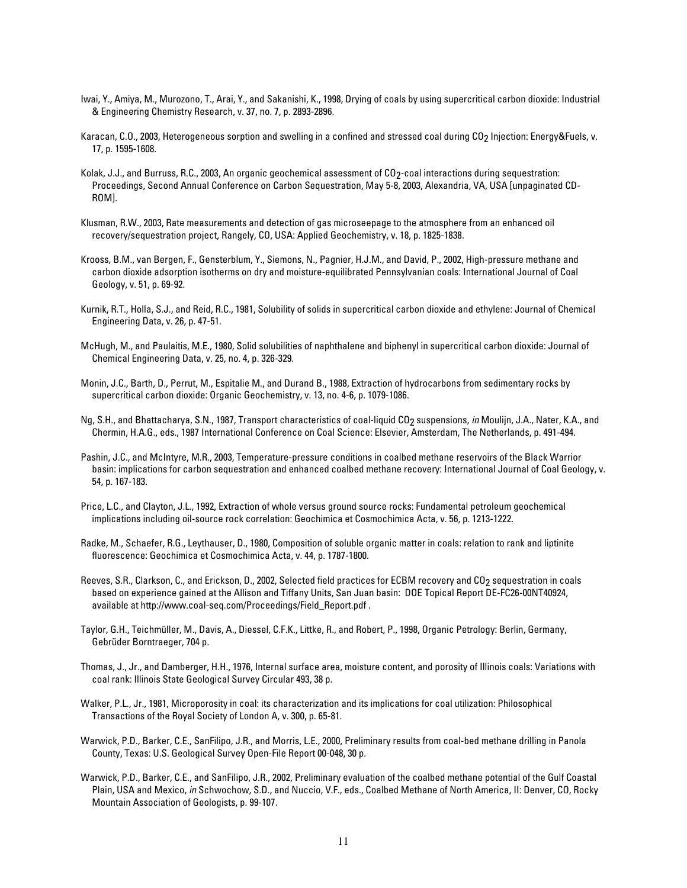Iwai, Y., Amiya, M., Murozono, T., Arai, Y., and Sakanishi, K., 1998, Drying of coals by using supercritical carbon dioxide: Industrial & Engineering Chemistry Research, v. 37, no. 7, p. 2893-2896.

Karacan, C.O., 2003, Heterogeneous sorption and swelling in a confined and stressed coal during $CO_2$ Injection: Energy&Fuels, v. 17, p. 1595-1608.

Kolak, J.J., and Burruss, R.C., 2003, An organic geochemical assessment of $CO_2$-coal interactions during sequestration: Proceedings, Second Annual Conference on Carbon Sequestration, May 5-8, 2003, Alexandria, VA, USA [unpaginated CD-ROM].

Klusman, R.W., 2003, Rate measurements and detection of gas microseepage to the atmosphere from an enhanced oil recovery/sequestration project, Rangely, CO, USA: Applied Geochemistry, v. 18, p. 1825-1838.

Krooss, B.M., van Bergen, F., Gensterblum, Y., Siemons, N., Pagnier, H.J.M., and David, P., 2002, High-pressure methane and carbon dioxide adsorption isotherms on dry and moisture-equilibrated Pennsylvanian coals: International Journal of Coal Geology, v. 51, p. 69-92.

Kurnik, R.T., Holla, S.J., and Reid, R.C., 1981, Solubility of solids in supercritical carbon dioxide and ethylene: Journal of Chemical Engineering Data, v. 26, p. 47-51.

McHugh, M., and Paulaitis, M.E., 1980, Solid solubilities of naphthalene and biphenyl in supercritical carbon dioxide: Journal of Chemical Engineering Data, v. 25, no. 4, p. 326-329.

Monin, J.C., Barth, D., Perrut, M., Espitalie M., and Durand B., 1988, Extraction of hydrocarbons from sedimentary rocks by supercritical carbon dioxide: Organic Geochemistry, v. 13, no. 4-6, p. 1079-1086.

Ng, S.H., and Bhattacharya, S.N., 1987, Transport characteristics of coal-liquid $CO_2$ suspensions, *in* Moulijn, J.A., Nater, K.A., and Chermin, H.A.G., eds., 1987 International Conference on Coal Science: Elsevier, Amsterdam, The Netherlands, p. 491-494.

Pashin, J.C., and McIntyre, M.R., 2003, Temperature-pressure conditions in coalbed methane reservoirs of the Black Warrior basin: implications for carbon sequestration and enhanced coalbed methane recovery: International Journal of Coal Geology, v. 54, p. 167-183.

Price, L.C., and Clayton, J.L., 1992, Extraction of whole versus ground source rocks: Fundamental petroleum geochemical implications including oil-source rock correlation: Geochimica et Cosmochimica Acta, v. 56, p. 1213-1222.

Radke, M., Schaefer, R.G., Leythauser, D., 1980, Composition of soluble organic matter in coals: relation to rank and liptinite fluorescence: Geochimica et Cosmochimica Acta, v. 44, p. 1787-1800.

Reeves, S.R., Clarkson, C., and Erickson, D., 2002, Selected field practices for ECBM recovery and $CO_2$ sequestration in coals based on experience gained at the Allison and Tiffany Units, San Juan basin: DOE Topical Report DE-FC26-00NT40924, available at http://www.coal-seq.com/Proceedings/Field_Report.pdf .

Taylor, G.H., Teichmüller, M., Davis, A., Diessel, C.F.K., Littke, R., and Robert, P., 1998, Organic Petrology: Berlin, Germany, Gebrüder Borntraeger, 704 p.

Thomas, J., Jr., and Damberger, H.H., 1976, Internal surface area, moisture content, and porosity of Illinois coals: Variations with coal rank: Illinois State Geological Survey Circular 493, 38 p.

Walker, P.L., Jr., 1981, Microporosity in coal: its characterization and its implications for coal utilization: Philosophical Transactions of the Royal Society of London A, v. 300, p. 65-81.

Warwick, P.D., Barker, C.E., SanFilipo, J.R., and Morris, L.E., 2000, Preliminary results from coal-bed methane drilling in Panola County, Texas: U.S. Geological Survey Open-File Report 00-048, 30 p.

Warwick, P.D., Barker, C.E., and SanFilipo, J.R., 2002, Preliminary evaluation of the coalbed methane potential of the Gulf Coastal Plain, USA and Mexico, *in* Schwochow, S.D., and Nuccio, V.F., eds., Coalbed Methane of North America, II: Denver, CO, Rocky Mountain Association of Geologists, p. 99-107.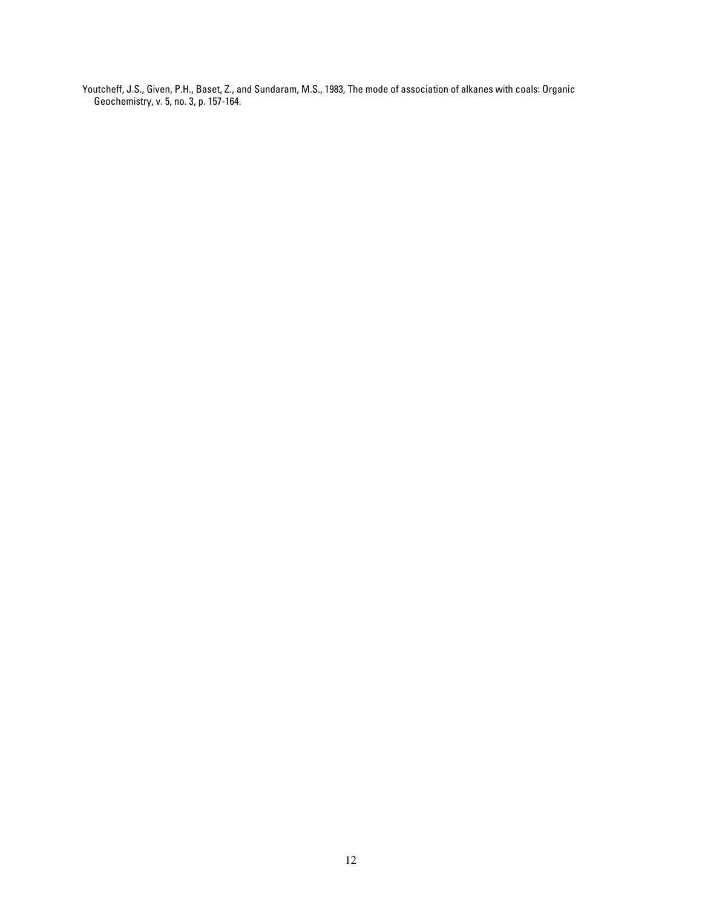Youtcheff, J.S., Given, P.H., Baset, Z., and Sundaram, M.S., 1983, The mode of association of alkanes with coals: Organic Geochemistry, v. 5, no. 3, p. 157-164.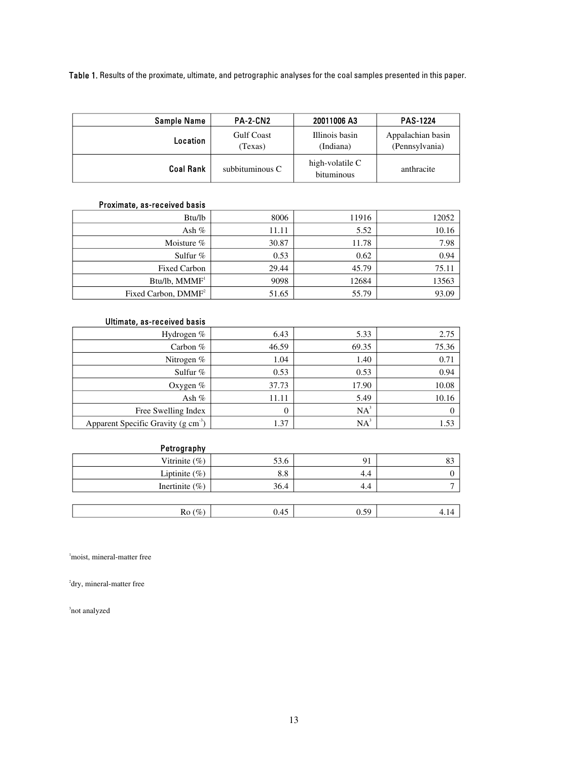**Table 1.** Results of the proximate, ultimate, and petrographic analyses for the coal samples presented in this paper.

| Sample Name | PA-2-CN2 | 20011006 A3 | PAS-1224 |
|---|---|---|---|
| Location | Gulf Coast (Texas) | Illinois basin (Indiana) | Appalachian basin (Pennsylvania) |
| Coal Rank | subbituminous C | high-volatile C bituminous | anthracite |
| **Proximate, as-received basis** | | | |
| Btu/lb | 8006 | 11916 | 12052 |
| Ash % | 11.11 | 5.52 | 10.16 |
| Moisture % | 30.87 | 11.78 | 7.98 |
| Sulfur % | 0.53 | 0.62 | 0.94 |
| Fixed Carbon | 29.44 | 45.79 | 75.11 |
| Btu/lb, MMMF[1] | 9098 | 12684 | 13563 |
| Fixed Carbon, DMMF[2] | 51.65 | 55.79 | 93.09 |
| **Ultimate, as-received basis** | | | |
| Hydrogen % | 6.43 | 5.33 | 2.75 |
| Carbon % | 46.59 | 69.35 | 75.36 |
| Nitrogen % | 1.04 | 1.40 | 0.71 |
| Sulfur % | 0.53 | 0.53 | 0.94 |
| Oxygen % | 37.73 | 17.90 | 10.08 |
| Ash % | 11.11 | 5.49 | 10.16 |
| Free Swelling Index | 0 | NA[3] | 0 |
| Apparent Specific Gravity (g $cm^{-3}$) | 1.37 | NA[3] | 1.53 |
| **Petrography** | | | |
| Vitrinite (%) | 53.6 | 91 | 83 |
| Liptinite (%) | 8.8 | 4.4 | 0 |
| Inertinite (%) | 36.4 | 4.4 | 7 |
| Ro (%) | 0.45 | 0.59 | 4.14 |

[1]moist, mineral-matter free

[2]dry, mineral-matter free

[3]not analyzed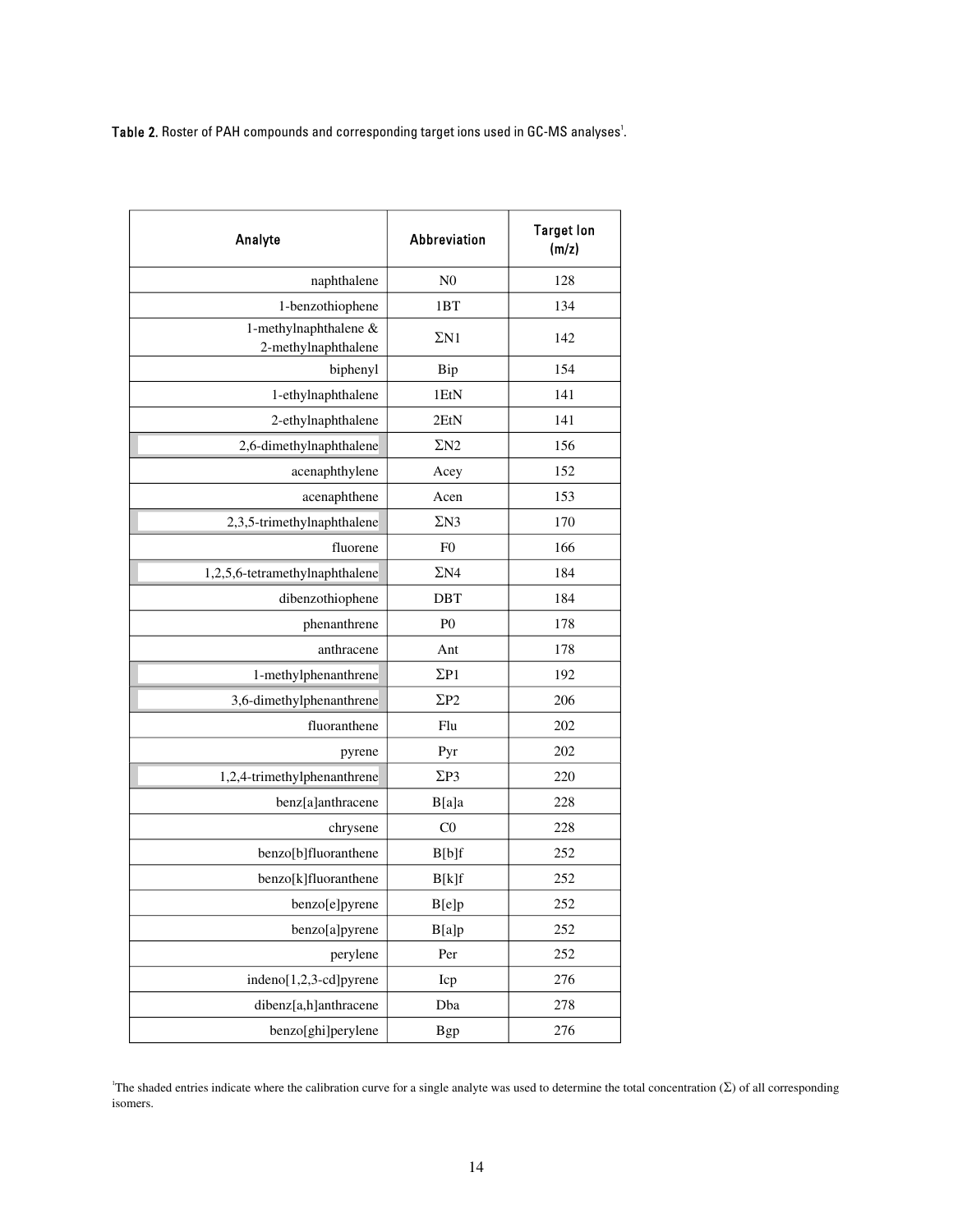**Table 2.** Roster of PAH compounds and corresponding target ions used in GC-MS analyses[1].

| Analyte | Abbreviation | Target Ion (m/z) |
|---|---|---|
| naphthalene | N0 | 128 |
| 1-benzothiophene | 1BT | 134 |
| 1-methylnaphthalene & 2-methylnaphthalene | ΣN1 | 142 |
| biphenyl | Bip | 154 |
| 1-ethylnaphthalene | 1EtN | 141 |
| 2-ethylnaphthalene | 2EtN | 141 |
| 2,6-dimethylnaphthalene | ΣN2 | 156 |
| acenaphthylene | Acey | 152 |
| acenaphthene | Acen | 153 |
| 2,3,5-trimethylnaphthalene | ΣN3 | 170 |
| fluorene | F0 | 166 |
| 1,2,5,6-tetramethylnaphthalene | ΣN4 | 184 |
| dibenzothiophene | DBT | 184 |
| phenanthrene | P0 | 178 |
| anthracene | Ant | 178 |
| 1-methylphenanthrene | ΣP1 | 192 |
| 3,6-dimethylphenanthrene | ΣP2 | 206 |
| fluoranthene | Flu | 202 |
| pyrene | Pyr | 202 |
| 1,2,4-trimethylphenanthrene | ΣP3 | 220 |
| benz[a]anthracene | B[a]a | 228 |
| chrysene | C0 | 228 |
| benzo[b]fluoranthene | B[b]f | 252 |
| benzo[k]fluoranthene | B[k]f | 252 |
| benzo[e]pyrene | B[e]p | 252 |
| benzo[a]pyrene | B[a]p | 252 |
| perylene | Per | 252 |
| indeno[1,2,3-cd]pyrene | Icp | 276 |
| dibenz[a,h]anthracene | Dba | 278 |
| benzo[ghi]perylene | Bgp | 276 |

[1]The shaded entries indicate where the calibration curve for a single analyte was used to determine the total concentration (Σ) of all corresponding isomers.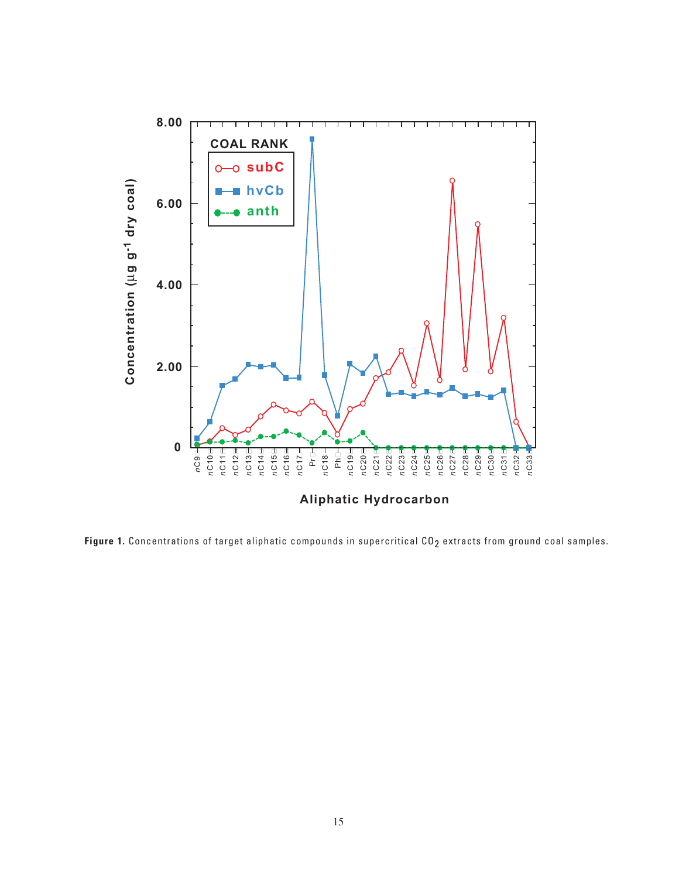**Figure 1.** Concentrations of target aliphatic compounds in supercritical $CO_2$ extracts from ground coal samples.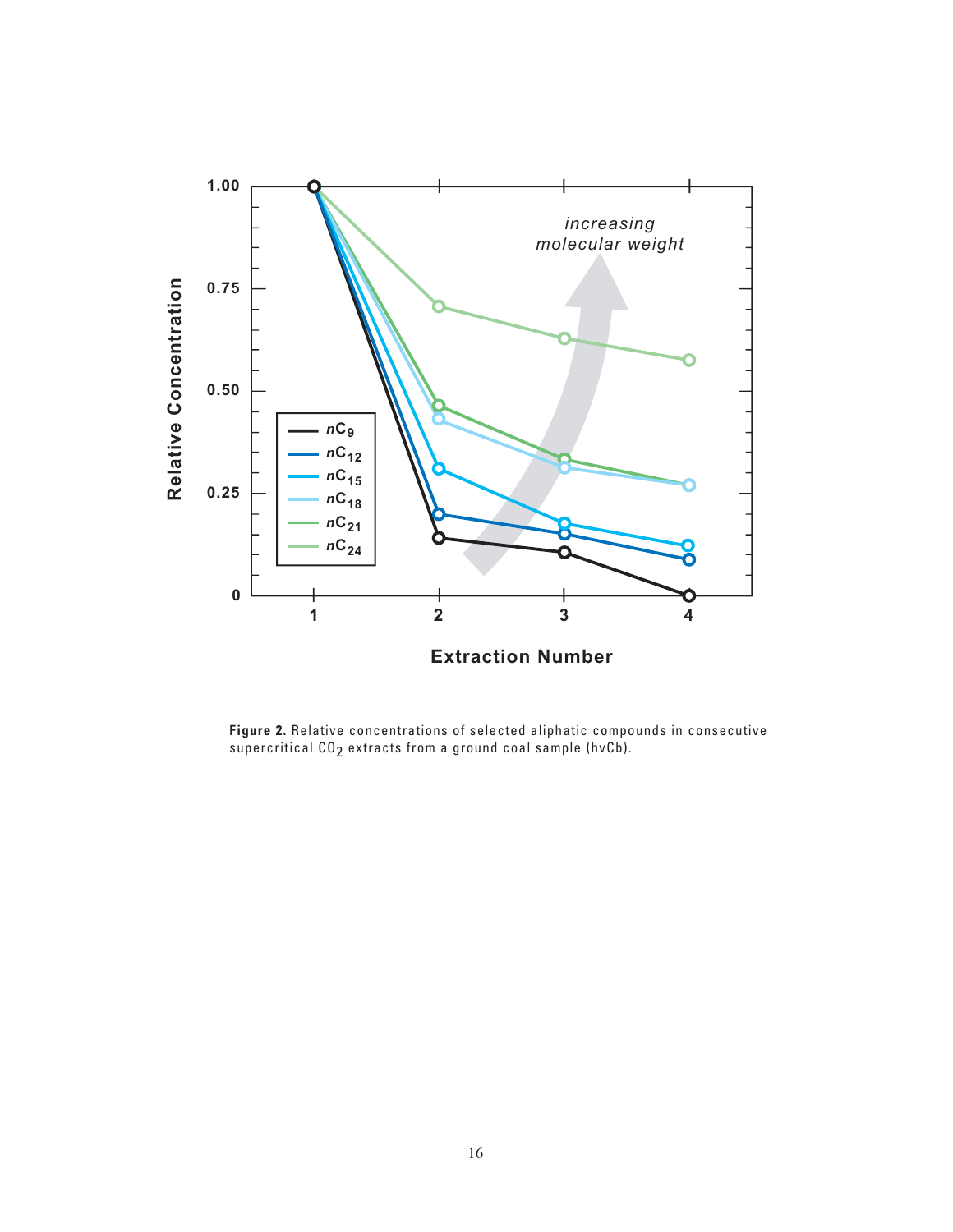**Figure 2.** Relative concentrations of selected aliphatic compounds in consecutive supercritical $CO_2$ extracts from a ground coal sample (hvCb).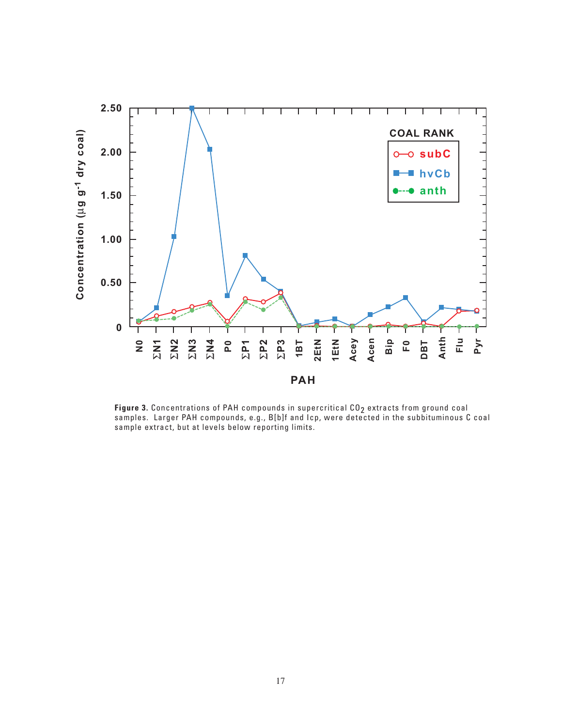**Figure 3.** Concentrations of PAH compounds in supercritical $CO_2$ extracts from ground coal samples. Larger PAH compounds, e.g., B[b]f and Icp, were detected in the subbituminous C coal sample extract, but at levels below reporting limits.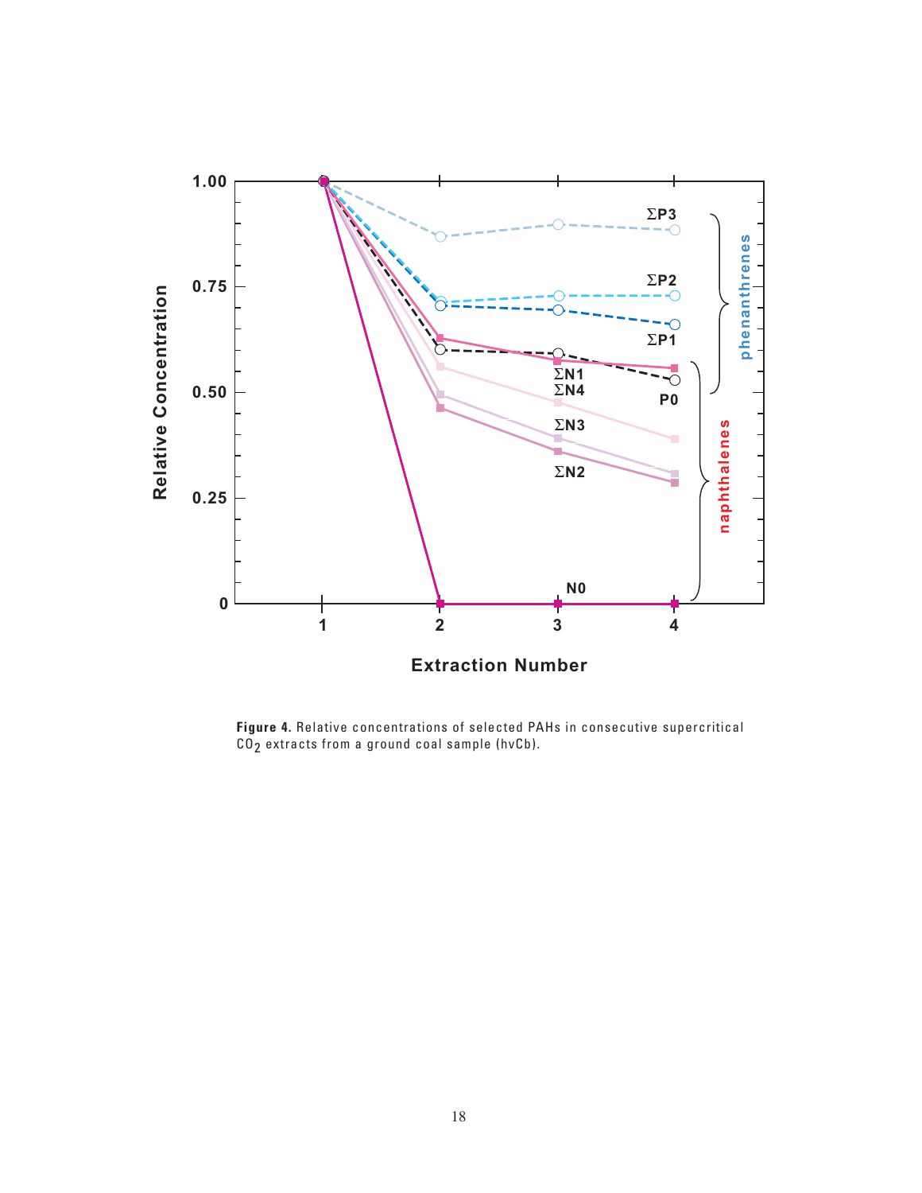Relative Concentration

1.00

0.75

0.50

0.25

0

1

2

3

4

Extraction Number

ΣP3

ΣP2

ΣP1

ΣN1

ΣN4

P0

ΣN3

ΣN2

N0

phenanthrenes

naphthalenes

**Figure 4.** Relative concentrations of selected PAHs in consecutive supercritical $CO_2$ extracts from a ground coal sample (hvCb).